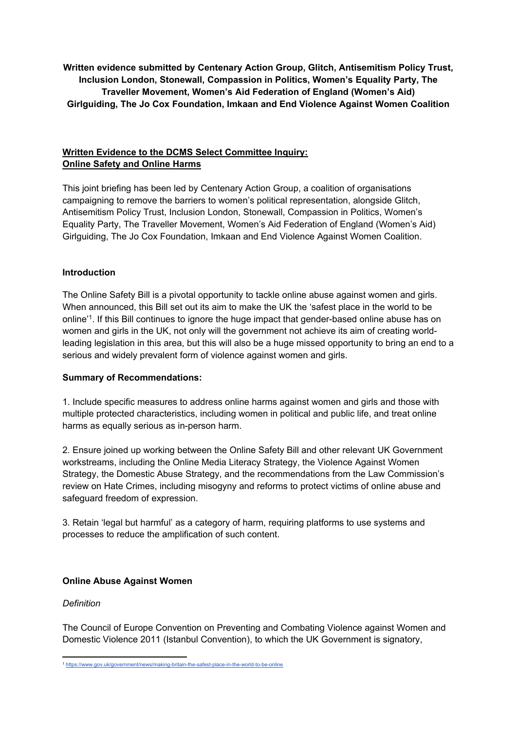**Written evidence submitted by Centenary Action Group, Glitch, Antisemitism Policy Trust, Inclusion London, Stonewall, Compassion in Politics, Women's Equality Party, The Traveller Movement, Women's Aid Federation of England (Women's Aid) Girlguiding, The Jo Cox Foundation, Imkaan and End Violence Against Women Coalition**

## Written Evidence to the DCMS Select Committee Inquiry: Online Safety and Online Harms

This joint briefing has been led by Centenary Action Group, a coalition of organisations campaigning to remove the barriers to women's political representation, alongside Glitch, Antisemitism Policy Trust, Inclusion London, Stonewall, Compassion in Politics, Women's Equality Party, The Traveller Movement, Women's Aid Federation of England (Women's Aid) Girlguiding, The Jo Cox Foundation, Imkaan and End Violence Against Women Coalition.

### Introduction

The Online Safety Bill is a pivotal opportunity to tackle online abuse against women and girls. When announced, this Bill set out its aim to make the UK the 'safest place in the world to be online'[1]. If this Bill continues to ignore the huge impact that gender-based online abuse has on women and girls in the UK, not only will the government not achieve its aim of creating world-leading legislation in this area, but this will also be a huge missed opportunity to bring an end to a serious and widely prevalent form of violence against women and girls.

### Summary of Recommendations:

1. Include specific measures to address online harms against women and girls and those with multiple protected characteristics, including women in political and public life, and treat online harms as equally serious as in-person harm.

2. Ensure joined up working between the Online Safety Bill and other relevant UK Government workstreams, including the Online Media Literacy Strategy, the Violence Against Women Strategy, the Domestic Abuse Strategy, and the recommendations from the Law Commission's review on Hate Crimes, including misogyny and reforms to protect victims of online abuse and safeguard freedom of expression.

3. Retain 'legal but harmful' as a category of harm, requiring platforms to use systems and processes to reduce the amplification of such content.

### Online Abuse Against Women

*Definition*

The Council of Europe Convention on Preventing and Combating Violence against Women and Domestic Violence 2011 (Istanbul Convention), to which the UK Government is signatory,

[1] https://www.gov.uk/government/news/making-britain-the-safest-place-in-the-world-to-be-online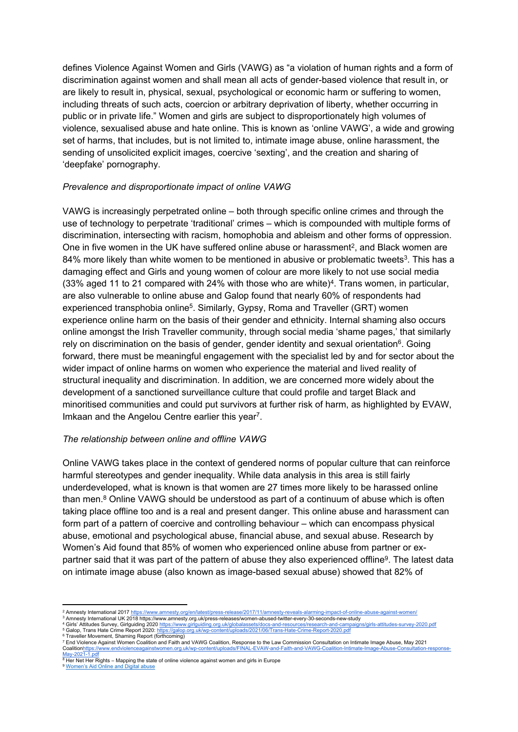defines Violence Against Women and Girls (VAWG) as "a violation of human rights and a form of discrimination against women and shall mean all acts of gender-based violence that result in, or are likely to result in, physical, sexual, psychological or economic harm or suffering to women, including threats of such acts, coercion or arbitrary deprivation of liberty, whether occurring in public or in private life." Women and girls are subject to disproportionately high volumes of violence, sexualised abuse and hate online. This is known as 'online VAWG', a wide and growing set of harms, that includes, but is not limited to, intimate image abuse, online harassment, the sending of unsolicited explicit images, coercive 'sexting', and the creation and sharing of 'deepfake' pornography.

*Prevalence and disproportionate impact of online VAWG*

VAWG is increasingly perpetrated online – both through specific online crimes and through the use of technology to perpetrate 'traditional' crimes – which is compounded with multiple forms of discrimination, intersecting with racism, homophobia and ableism and other forms of oppression. One in five women in the UK have suffered online abuse or harassment[2], and Black women are 84% more likely than white women to be mentioned in abusive or problematic tweets[3]. This has a damaging effect and Girls and young women of colour are more likely to not use social media (33% aged 11 to 21 compared with 24% with those who are white)[4]. Trans women, in particular, are also vulnerable to online abuse and Galop found that nearly 60% of respondents had experienced transphobia online[5]. Similarly, Gypsy, Roma and Traveller (GRT) women experience online harm on the basis of their gender and ethnicity. Internal shaming also occurs online amongst the Irish Traveller community, through social media 'shame pages,' that similarly rely on discrimination on the basis of gender, gender identity and sexual orientation[6]. Going forward, there must be meaningful engagement with the specialist led by and for sector about the wider impact of online harms on women who experience the material and lived reality of structural inequality and discrimination. In addition, we are concerned more widely about the development of a sanctioned surveillance culture that could profile and target Black and minoritised communities and could put survivors at further risk of harm, as highlighted by EVAW, Imkaan and the Angelou Centre earlier this year[7].

*The relationship between online and offline VAWG*

Online VAWG takes place in the context of gendered norms of popular culture that can reinforce harmful stereotypes and gender inequality. While data analysis in this area is still fairly underdeveloped, what is known is that women are 27 times more likely to be harassed online than men.[8] Online VAWG should be understood as part of a continuum of abuse which is often taking place offline too and is a real and present danger. This online abuse and harassment can form part of a pattern of coercive and controlling behaviour – which can encompass physical abuse, emotional and psychological abuse, financial abuse, and sexual abuse. Research by Women's Aid found that 85% of women who experienced online abuse from partner or ex-partner said that it was part of the pattern of abuse they also experienced offline[9]. The latest data on intimate image abuse (also known as image-based sexual abuse) showed that 82% of

---

[2] Amnesty International 2017 https://www.amnesty.org/en/latest/press-release/2017/11/amnesty-reveals-alarming-impact-of-online-abuse-against-women/

[3] Amnesty International UK 2018 https://www.amnesty.org.uk/press-releases/women-abused-twitter-every-30-seconds-new-study

[4] Girls' Attitudes Survey, Girlguiding 2020 https://www.girlguiding.org.uk/globalassets/docs-and-resources/research-and-campaigns/girls-attitudes-survey-2020.pdf

[5] Galop, Trans Hate Crime Report 2020: https://galop.org.uk/wp-content/uploads/2021/06/Trans-Hate-Crime-Report-2020.pdf

[6] Traveller Movement, Shaming Report (forthcoming)

[7] End Violence Against Women Coalition and Faith and VAWG Coalition, Response to the Law Commission Consultation on Intimate Image Abuse, May 2021 Coalitionhttps://www.endviolenceagainstwomen.org.uk/wp-content/uploads/FINAL-EVAW-and-Faith-and-VAWG-Coalition-Intimate-Image-Abuse-Consultation-response-May-2021-1.pdf

[8] Her Net Her Rights – Mapping the state of online violence against women and girls in Europe

[9] Women's Aid Online and Digital abuse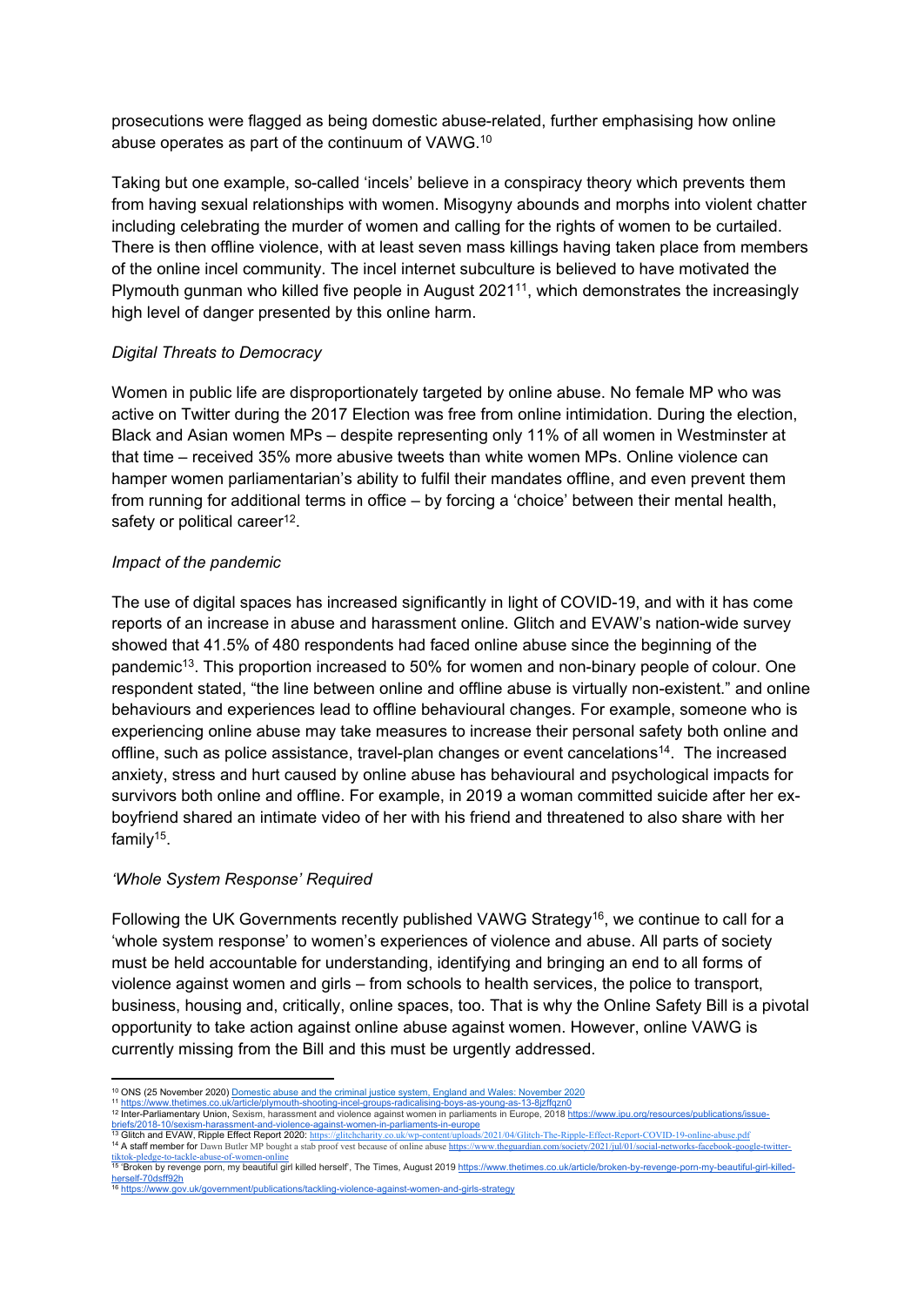prosecutions were flagged as being domestic abuse-related, further emphasising how online abuse operates as part of the continuum of VAWG.[10]

Taking but one example, so-called 'incels' believe in a conspiracy theory which prevents them from having sexual relationships with women. Misogyny abounds and morphs into violent chatter including celebrating the murder of women and calling for the rights of women to be curtailed. There is then offline violence, with at least seven mass killings having taken place from members of the online incel community. The incel internet subculture is believed to have motivated the Plymouth gunman who killed five people in August 2021[11], which demonstrates the increasingly high level of danger presented by this online harm.

*Digital Threats to Democracy*

Women in public life are disproportionately targeted by online abuse. No female MP who was active on Twitter during the 2017 Election was free from online intimidation. During the election, Black and Asian women MPs – despite representing only 11% of all women in Westminster at that time – received 35% more abusive tweets than white women MPs. Online violence can hamper women parliamentarian's ability to fulfil their mandates offline, and even prevent them from running for additional terms in office – by forcing a 'choice' between their mental health, safety or political career[12].

*Impact of the pandemic*

The use of digital spaces has increased significantly in light of COVID-19, and with it has come reports of an increase in abuse and harassment online. Glitch and EVAW's nation-wide survey showed that 41.5% of 480 respondents had faced online abuse since the beginning of the pandemic[13]. This proportion increased to 50% for women and non-binary people of colour. One respondent stated, "the line between online and offline abuse is virtually non-existent." and online behaviours and experiences lead to offline behavioural changes. For example, someone who is experiencing online abuse may take measures to increase their personal safety both online and offline, such as police assistance, travel-plan changes or event cancelations[14]. The increased anxiety, stress and hurt caused by online abuse has behavioural and psychological impacts for survivors both online and offline. For example, in 2019 a woman committed suicide after her ex-boyfriend shared an intimate video of her with his friend and threatened to also share with her family[15].

*'Whole System Response' Required*

Following the UK Governments recently published VAWG Strategy[16], we continue to call for a 'whole system response' to women's experiences of violence and abuse. All parts of society must be held accountable for understanding, identifying and bringing an end to all forms of violence against women and girls – from schools to health services, the police to transport, business, housing and, critically, online spaces, too. That is why the Online Safety Bill is a pivotal opportunity to take action against online abuse against women. However, online VAWG is currently missing from the Bill and this must be urgently addressed.

---

[10] ONS (25 November 2020) Domestic abuse and the criminal justice system, England and Wales: November 2020

[11] https://www.thetimes.co.uk/article/plymouth-shooting-incel-groups-radicalising-boys-as-young-as-13-8jzffqzn0

[12] Inter-Parliamentary Union, Sexism, harassment and violence against women in parliaments in Europe, 2018 https://www.ipu.org/resources/publications/issue-briefs/2018-10/sexism-harassment-and-violence-against-women-in-parliaments-in-europe

[13] Glitch and EVAW, Ripple Effect Report 2020: https://glitchcharity.co.uk/wp-content/uploads/2021/04/Glitch-The-Ripple-Effect-Report-COVID-19-online-abuse.pdf

[14] A staff member for Dawn Butler MP bought a stab proof vest because of online abuse https://www.theguardian.com/society/2021/jul/01/social-networks-facebook-google-twitter-tiktok-pledge-to-tackle-abuse-of-women-online

[15] 'Broken by revenge porn, my beautiful girl killed herself', The Times, August 2019 https://www.thetimes.co.uk/article/broken-by-revenge-porn-my-beautiful-girl-killed-herself-70dsff92h

[16] https://www.gov.uk/government/publications/tackling-violence-against-women-and-girls-strategy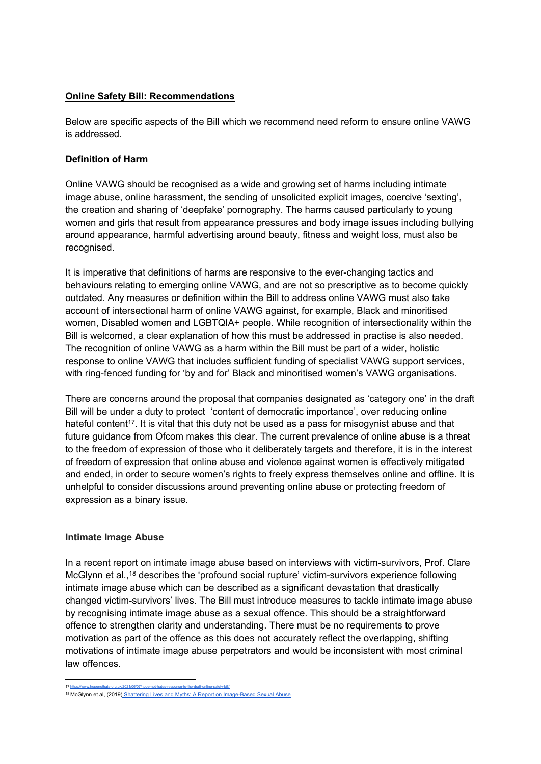## **Online Safety Bill: Recommendations**

Below are specific aspects of the Bill which we recommend need reform to ensure online VAWG is addressed.

### **Definition of Harm**

Online VAWG should be recognised as a wide and growing set of harms including intimate image abuse, online harassment, the sending of unsolicited explicit images, coercive 'sexting', the creation and sharing of 'deepfake' pornography. The harms caused particularly to young women and girls that result from appearance pressures and body image issues including bullying around appearance, harmful advertising around beauty, fitness and weight loss, must also be recognised.

It is imperative that definitions of harms are responsive to the ever-changing tactics and behaviours relating to emerging online VAWG, and are not so prescriptive as to become quickly outdated. Any measures or definition within the Bill to address online VAWG must also take account of intersectional harm of online VAWG against, for example, Black and minoritised women, Disabled women and LGBTQIA+ people. While recognition of intersectionality within the Bill is welcomed, a clear explanation of how this must be addressed in practise is also needed. The recognition of online VAWG as a harm within the Bill must be part of a wider, holistic response to online VAWG that includes sufficient funding of specialist VAWG support services, with ring-fenced funding for 'by and for' Black and minoritised women's VAWG organisations.

There are concerns around the proposal that companies designated as 'category one' in the draft Bill will be under a duty to protect 'content of democratic importance', over reducing online hateful content[17]. It is vital that this duty not be used as a pass for misogynist abuse and that future guidance from Ofcom makes this clear. The current prevalence of online abuse is a threat to the freedom of expression of those who it deliberately targets and therefore, it is in the interest of freedom of expression that online abuse and violence against women is effectively mitigated and ended, in order to secure women's rights to freely express themselves online and offline. It is unhelpful to consider discussions around preventing online abuse or protecting freedom of expression as a binary issue.

### **Intimate Image Abuse**

In a recent report on intimate image abuse based on interviews with victim-survivors, Prof. Clare McGlynn et al.,[18] describes the 'profound social rupture' victim-survivors experience following intimate image abuse which can be described as a significant devastation that drastically changed victim-survivors' lives. The Bill must introduce measures to tackle intimate image abuse by recognising intimate image abuse as a sexual offence. This should be a straightforward offence to strengthen clarity and understanding. There must be no requirements to prove motivation as part of the offence as this does not accurately reflect the overlapping, shifting motivations of intimate image abuse perpetrators and would be inconsistent with most criminal law offences.

---

[17] https://www.hopenothate.org.uk/2021/06/07/hope-not-hates-response-to-the-draft-online-safety-bill/

[18] McGlynn et al, (2019) Shattering Lives and Myths: A Report on Image-Based Sexual Abuse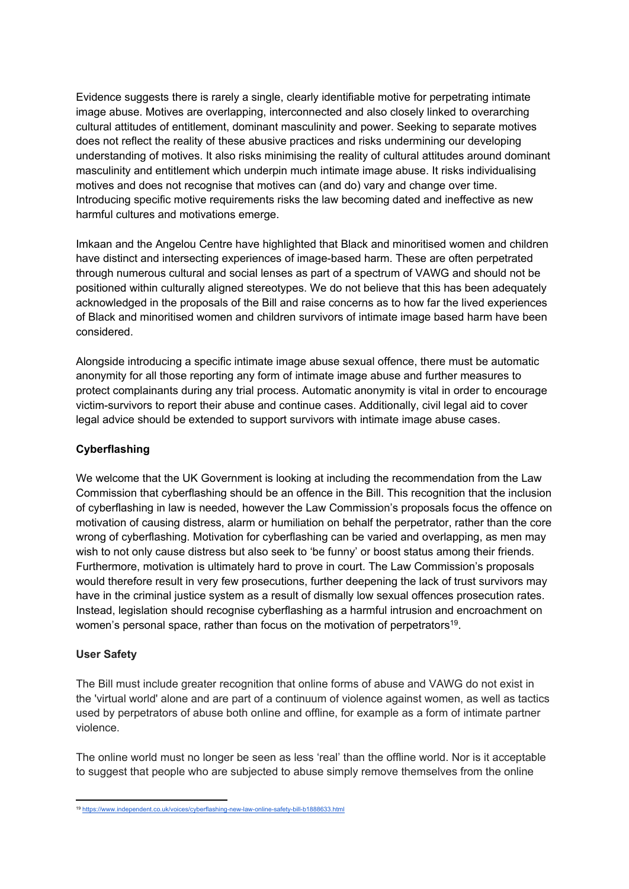Evidence suggests there is rarely a single, clearly identifiable motive for perpetrating intimate image abuse. Motives are overlapping, interconnected and also closely linked to overarching cultural attitudes of entitlement, dominant masculinity and power. Seeking to separate motives does not reflect the reality of these abusive practices and risks undermining our developing understanding of motives. It also risks minimising the reality of cultural attitudes around dominant masculinity and entitlement which underpin much intimate image abuse. It risks individualising motives and does not recognise that motives can (and do) vary and change over time. Introducing specific motive requirements risks the law becoming dated and ineffective as new harmful cultures and motivations emerge.

Imkaan and the Angelou Centre have highlighted that Black and minoritised women and children have distinct and intersecting experiences of image-based harm. These are often perpetrated through numerous cultural and social lenses as part of a spectrum of VAWG and should not be positioned within culturally aligned stereotypes. We do not believe that this has been adequately acknowledged in the proposals of the Bill and raise concerns as to how far the lived experiences of Black and minoritised women and children survivors of intimate image based harm have been considered.

Alongside introducing a specific intimate image abuse sexual offence, there must be automatic anonymity for all those reporting any form of intimate image abuse and further measures to protect complainants during any trial process. Automatic anonymity is vital in order to encourage victim-survivors to report their abuse and continue cases. Additionally, civil legal aid to cover legal advice should be extended to support survivors with intimate image abuse cases.

**Cyberflashing**

We welcome that the UK Government is looking at including the recommendation from the Law Commission that cyberflashing should be an offence in the Bill. This recognition that the inclusion of cyberflashing in law is needed, however the Law Commission's proposals focus the offence on motivation of causing distress, alarm or humiliation on behalf the perpetrator, rather than the core wrong of cyberflashing. Motivation for cyberflashing can be varied and overlapping, as men may wish to not only cause distress but also seek to 'be funny' or boost status among their friends. Furthermore, motivation is ultimately hard to prove in court. The Law Commission's proposals would therefore result in very few prosecutions, further deepening the lack of trust survivors may have in the criminal justice system as a result of dismally low sexual offences prosecution rates. Instead, legislation should recognise cyberflashing as a harmful intrusion and encroachment on women's personal space, rather than focus on the motivation of perpetrators[19].

**User Safety**

The Bill must include greater recognition that online forms of abuse and VAWG do not exist in the 'virtual world' alone and are part of a continuum of violence against women, as well as tactics used by perpetrators of abuse both online and offline, for example as a form of intimate partner violence.

The online world must no longer be seen as less 'real' than the offline world. Nor is it acceptable to suggest that people who are subjected to abuse simply remove themselves from the online

[19] https://www.independent.co.uk/voices/cyberflashing-new-law-online-safety-bill-b1888633.html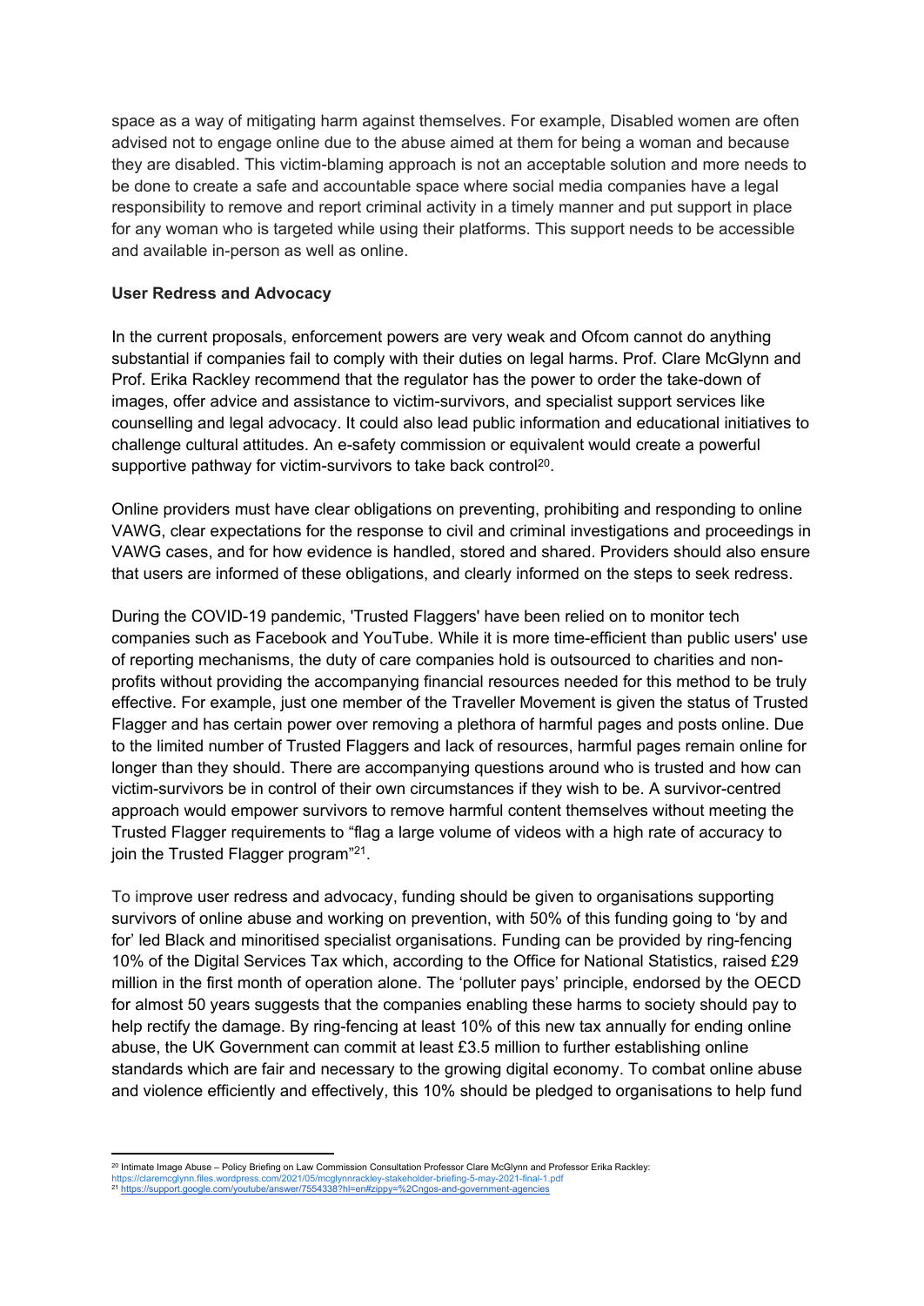space as a way of mitigating harm against themselves. For example, Disabled women are often advised not to engage online due to the abuse aimed at them for being a woman and because they are disabled. This victim-blaming approach is not an acceptable solution and more needs to be done to create a safe and accountable space where social media companies have a legal responsibility to remove and report criminal activity in a timely manner and put support in place for any woman who is targeted while using their platforms. This support needs to be accessible and available in-person as well as online.

**User Redress and Advocacy**

In the current proposals, enforcement powers are very weak and Ofcom cannot do anything substantial if companies fail to comply with their duties on legal harms. Prof. Clare McGlynn and Prof. Erika Rackley recommend that the regulator has the power to order the take-down of images, offer advice and assistance to victim-survivors, and specialist support services like counselling and legal advocacy. It could also lead public information and educational initiatives to challenge cultural attitudes. An e-safety commission or equivalent would create a powerful supportive pathway for victim-survivors to take back control[20].

Online providers must have clear obligations on preventing, prohibiting and responding to online VAWG, clear expectations for the response to civil and criminal investigations and proceedings in VAWG cases, and for how evidence is handled, stored and shared. Providers should also ensure that users are informed of these obligations, and clearly informed on the steps to seek redress.

During the COVID-19 pandemic, 'Trusted Flaggers' have been relied on to monitor tech companies such as Facebook and YouTube. While it is more time-efficient than public users' use of reporting mechanisms, the duty of care companies hold is outsourced to charities and non-profits without providing the accompanying financial resources needed for this method to be truly effective. For example, just one member of the Traveller Movement is given the status of Trusted Flagger and has certain power over removing a plethora of harmful pages and posts online. Due to the limited number of Trusted Flaggers and lack of resources, harmful pages remain online for longer than they should. There are accompanying questions around who is trusted and how can victim-survivors be in control of their own circumstances if they wish to be. A survivor-centred approach would empower survivors to remove harmful content themselves without meeting the Trusted Flagger requirements to "flag a large volume of videos with a high rate of accuracy to join the Trusted Flagger program"[21].

To improve user redress and advocacy, funding should be given to organisations supporting survivors of online abuse and working on prevention, with 50% of this funding going to 'by and for' led Black and minoritised specialist organisations. Funding can be provided by ring-fencing 10% of the Digital Services Tax which, according to the Office for National Statistics, raised £29 million in the first month of operation alone. The 'polluter pays' principle, endorsed by the OECD for almost 50 years suggests that the companies enabling these harms to society should pay to help rectify the damage. By ring-fencing at least 10% of this new tax annually for ending online abuse, the UK Government can commit at least £3.5 million to further establishing online standards which are fair and necessary to the growing digital economy. To combat online abuse and violence efficiently and effectively, this 10% should be pledged to organisations to help fund

---

[20] Intimate Image Abuse – Policy Briefing on Law Commission Consultation Professor Clare McGlynn and Professor Erika Rackley: https://claremcglynn.files.wordpress.com/2021/05/mcglynnrackley-stakeholder-briefing-5-may-2021-final-1.pdf

[21] https://support.google.com/youtube/answer/7554338?hl=en#zippy=%2Cngos-and-government-agencies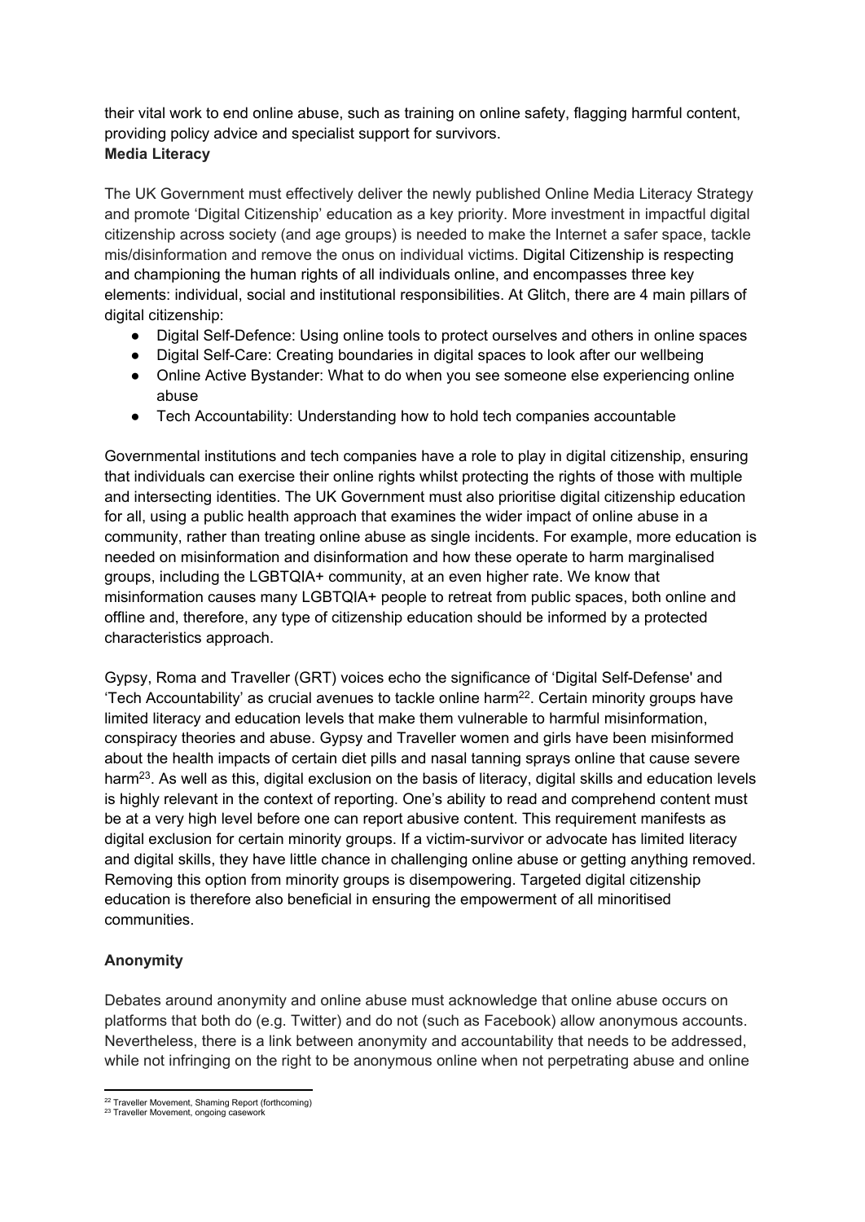their vital work to end online abuse, such as training on online safety, flagging harmful content, providing policy advice and specialist support for survivors.

**Media Literacy**

The UK Government must effectively deliver the newly published Online Media Literacy Strategy and promote 'Digital Citizenship' education as a key priority. More investment in impactful digital citizenship across society (and age groups) is needed to make the Internet a safer space, tackle mis/disinformation and remove the onus on individual victims. Digital Citizenship is respecting and championing the human rights of all individuals online, and encompasses three key elements: individual, social and institutional responsibilities. At Glitch, there are 4 main pillars of digital citizenship:

- Digital Self-Defence: Using online tools to protect ourselves and others in online spaces
- Digital Self-Care: Creating boundaries in digital spaces to look after our wellbeing
- Online Active Bystander: What to do when you see someone else experiencing online abuse
- Tech Accountability: Understanding how to hold tech companies accountable

Governmental institutions and tech companies have a role to play in digital citizenship, ensuring that individuals can exercise their online rights whilst protecting the rights of those with multiple and intersecting identities. The UK Government must also prioritise digital citizenship education for all, using a public health approach that examines the wider impact of online abuse in a community, rather than treating online abuse as single incidents. For example, more education is needed on misinformation and disinformation and how these operate to harm marginalised groups, including the LGBTQIA+ community, at an even higher rate. We know that misinformation causes many LGBTQIA+ people to retreat from public spaces, both online and offline and, therefore, any type of citizenship education should be informed by a protected characteristics approach.

Gypsy, Roma and Traveller (GRT) voices echo the significance of 'Digital Self-Defense' and 'Tech Accountability' as crucial avenues to tackle online harm[22]. Certain minority groups have limited literacy and education levels that make them vulnerable to harmful misinformation, conspiracy theories and abuse. Gypsy and Traveller women and girls have been misinformed about the health impacts of certain diet pills and nasal tanning sprays online that cause severe harm[23]. As well as this, digital exclusion on the basis of literacy, digital skills and education levels is highly relevant in the context of reporting. One's ability to read and comprehend content must be at a very high level before one can report abusive content. This requirement manifests as digital exclusion for certain minority groups. If a victim-survivor or advocate has limited literacy and digital skills, they have little chance in challenging online abuse or getting anything removed. Removing this option from minority groups is disempowering. Targeted digital citizenship education is therefore also beneficial in ensuring the empowerment of all minoritised communities.

**Anonymity**

Debates around anonymity and online abuse must acknowledge that online abuse occurs on platforms that both do (e.g. Twitter) and do not (such as Facebook) allow anonymous accounts. Nevertheless, there is a link between anonymity and accountability that needs to be addressed, while not infringing on the right to be anonymous online when not perpetrating abuse and online

[22] Traveller Movement, Shaming Report (forthcoming)

[23] Traveller Movement, ongoing casework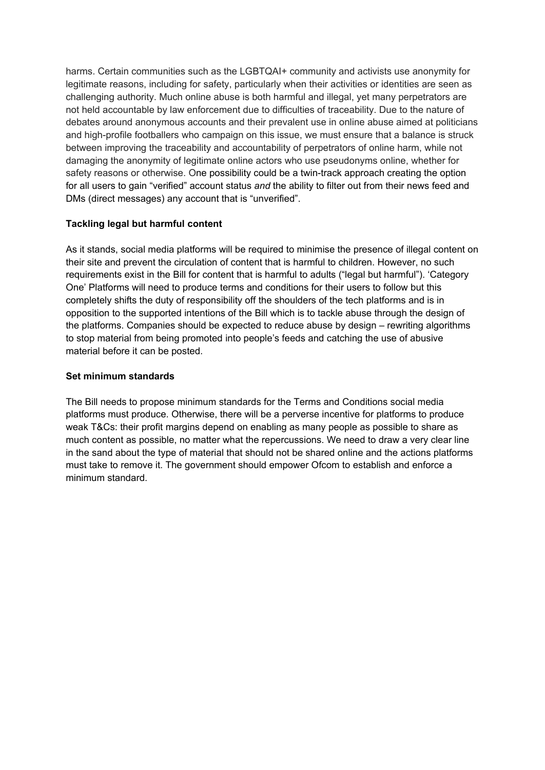harms. Certain communities such as the LGBTQAI+ community and activists use anonymity for legitimate reasons, including for safety, particularly when their activities or identities are seen as challenging authority. Much online abuse is both harmful and illegal, yet many perpetrators are not held accountable by law enforcement due to difficulties of traceability. Due to the nature of debates around anonymous accounts and their prevalent use in online abuse aimed at politicians and high-profile footballers who campaign on this issue, we must ensure that a balance is struck between improving the traceability and accountability of perpetrators of online harm, while not damaging the anonymity of legitimate online actors who use pseudonyms online, whether for safety reasons or otherwise. One possibility could be a twin-track approach creating the option for all users to gain "verified" account status *and* the ability to filter out from their news feed and DMs (direct messages) any account that is "unverified".

**Tackling legal but harmful content**

As it stands, social media platforms will be required to minimise the presence of illegal content on their site and prevent the circulation of content that is harmful to children. However, no such requirements exist in the Bill for content that is harmful to adults ("legal but harmful"). 'Category One' Platforms will need to produce terms and conditions for their users to follow but this completely shifts the duty of responsibility off the shoulders of the tech platforms and is in opposition to the supported intentions of the Bill which is to tackle abuse through the design of the platforms. Companies should be expected to reduce abuse by design – rewriting algorithms to stop material from being promoted into people's feeds and catching the use of abusive material before it can be posted.

**Set minimum standards**

The Bill needs to propose minimum standards for the Terms and Conditions social media platforms must produce. Otherwise, there will be a perverse incentive for platforms to produce weak T&Cs: their profit margins depend on enabling as many people as possible to share as much content as possible, no matter what the repercussions. We need to draw a very clear line in the sand about the type of material that should not be shared online and the actions platforms must take to remove it. The government should empower Ofcom to establish and enforce a minimum standard.